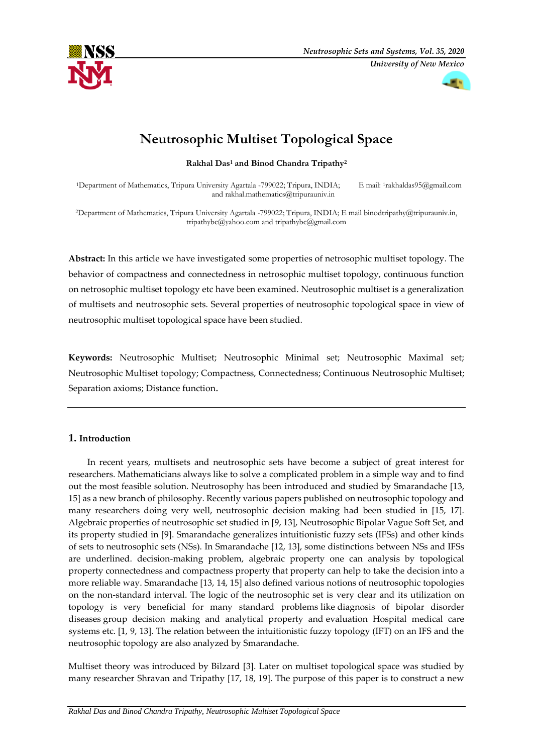# Neutrosophic Multiset Topological Space

**Rakhal Das[1] and Binod Chandra Tripathy[2]**

[1]Department of Mathematics, Tripura University Agartala -799022; Tripura, INDIA; E mail: [1]rakhaldas95@gmail.com and rakhal.mathematics@tripurauniv.in

[2]Department of Mathematics, Tripura University Agartala -799022; Tripura, INDIA; E mail binodtripathy@tripurauniv.in, tripathybc@yahoo.com and tripathybc@gmail.com

**Abstract:** In this article we have investigated some properties of netrosophic multiset topology. The behavior of compactness and connectedness in netrosophic multiset topology, continuous function on netrosophic multiset topology etc have been examined. Neutrosophic multiset is a generalization of multisets and neutrosophic sets. Several properties of neutrosophic topological space in view of neutrosophic multiset topological space have been studied.

**Keywords:** Neutrosophic Multiset; Neutrosophic Minimal set; Neutrosophic Maximal set; Neutrosophic Multiset topology; Compactness, Connectedness; Continuous Neutrosophic Multiset; Separation axioms; Distance function.

## 1. Introduction

In recent years, multisets and neutrosophic sets have become a subject of great interest for researchers. Mathematicians always like to solve a complicated problem in a simple way and to find out the most feasible solution. Neutrosophy has been introduced and studied by Smarandache [13, 15] as a new branch of philosophy. Recently various papers published on neutrosophic topology and many researchers doing very well, neutrosophic decision making had been studied in [15, 17]. Algebraic properties of neutrosophic set studied in [9, 13], Neutrosophic Bipolar Vague Soft Set, and its property studied in [9]. Smarandache generalizes intuitionistic fuzzy sets (IFSs) and other kinds of sets to neutrosophic sets (NSs). In Smarandache [12, 13], some distinctions between NSs and IFSs are underlined. decision-making problem, algebraic property one can analysis by topological property connectedness and compactness property that property can help to take the decision into a more reliable way. Smarandache [13, 14, 15] also defined various notions of neutrosophic topologies on the non-standard interval. The logic of the neutrosophic set is very clear and its utilization on topology is very beneficial for many standard problems like diagnosis of bipolar disorder diseases group decision making and analytical property and evaluation Hospital medical care systems etc. [1, 9, 13]. The relation between the intuitionistic fuzzy topology (IFT) on an IFS and the neutrosophic topology are also analyzed by Smarandache.

Multiset theory was introduced by Bilzard [3]. Later on multiset topological space was studied by many researcher Shravan and Tripathy [17, 18, 19]. The purpose of this paper is to construct a new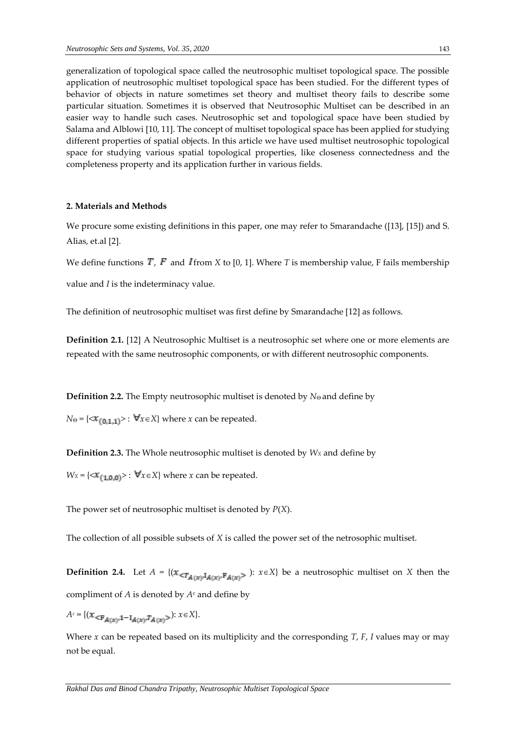generalization of topological space called the neutrosophic multiset topological space. The possible application of neutrosophic multiset topological space has been studied. For the different types of behavior of objects in nature sometimes set theory and multiset theory fails to describe some particular situation. Sometimes it is observed that Neutrosophic Multiset can be described in an easier way to handle such cases. Neutrosophic set and topological space have been studied by Salama and Alblowi [10, 11]. The concept of multiset topological space has been applied for studying different properties of spatial objects. In this article we have used multiset neutrosophic topological space for studying various spatial topological properties, like closeness connectedness and the completeness property and its application further in various fields.

## 2. Materials and Methods

We procure some existing definitions in this paper, one may refer to Smarandache ([13], [15]) and S. Alias, et.al [2].

We define functions $T$, $F$ and $I$ from $X$ to [0, 1]. Where $T$ is membership value, F fails membership value and $I$ is the indeterminacy value.

The definition of neutrosophic multiset was first define by Smarandache [12] as follows.

**Definition 2.1.** [12] A Neutrosophic Multiset is a neutrosophic set where one or more elements are repeated with the same neutrosophic components, or with different neutrosophic components.

**Definition 2.2.** The Empty neutrosophic multiset is denoted by $N_\Theta$ and define by

$N_\Theta = \{< x_{(0,1,1)} > : \forall x \in X\}$ where $x$ can be repeated.

**Definition 2.3.** The Whole neutrosophic multiset is denoted by $W_X$ and define by

$W_X = \{< x_{(1,0,0)} > : \forall x \in X\}$ where $x$ can be repeated.

The power set of neutrosophic multiset is denoted by $P(X)$.

The collection of all possible subsets of $X$ is called the power set of the netrosophic multiset.

**Definition 2.4.** Let $A = \{(x_{<T_{A(x)}, I_{A(x)}, F_{A(x)}>}) : x \in X\}$ be a neutrosophic multiset on $X$ then the compliment of $A$ is denoted by $A^c$ and define by

$A^c = \{(x_{<F_{A(x)}, 1-I_{A(x)}, T_{A(x)}>}) : x \in X\}$.

Where $x$ can be repeated based on its multiplicity and the corresponding $T$, $F$, $I$ values may or may not be equal.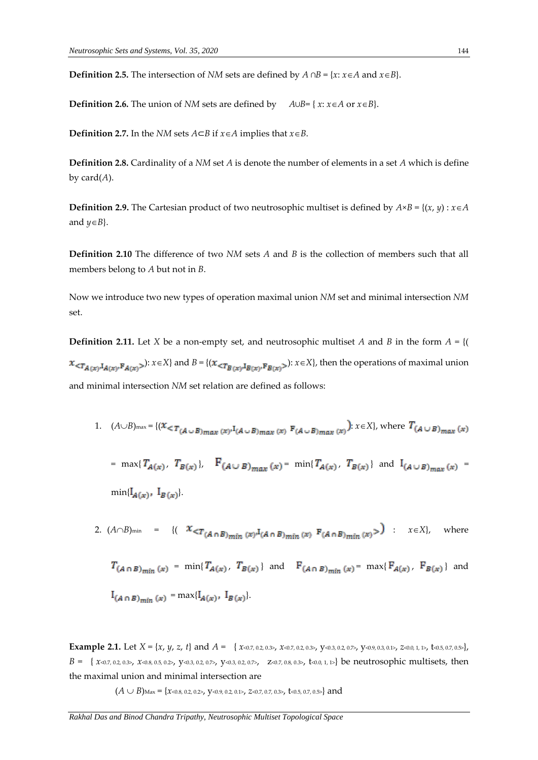**Definition 2.5.** The intersection of *NM* sets are defined by $A \cap B = \{x: x \in A \text{ and } x \in B\}$.

**Definition 2.6.** The union of *NM* sets are defined by $A \cup B = \{ x: x \in A \text{ or } x \in B\}$.

**Definition 2.7.** In the *NM* sets $A \subset B$ if $x \in A$ implies that $x \in B$.

**Definition 2.8.** Cardinality of a *NM* set *A* is denote the number of elements in a set *A* which is define by card($A$).

**Definition 2.9.** The Cartesian product of two neutrosophic multiset is defined by $A \times B = \{(x, y) : x \in A \text{ and } y \in B\}$.

**Definition 2.10** The difference of two *NM* sets *A* and *B* is the collection of members such that all members belong to *A* but not in *B*.

Now we introduce two new types of operation maximal union *NM* set and minimal intersection *NM* set.

**Definition 2.11.** Let *X* be a non-empty set, and neutrosophic multiset *A* and *B* in the form $A = \{(x_{<T_{A(x)}, I_{A(x)}, F_{A(x)}>}): x \in X\}$ and $B = \{(x_{<T_{B(x)}, I_{B(x)}, F_{B(x)}>}): x \in X\}$, then the operations of maximal union and minimal intersection *NM* set relation are defined as follows:

1. $(A \cup B)_{\max} = \{(x_{<T_{(A \cup B)_{max}}(x), I_{(A \cup B)_{max}}(x), F_{(A \cup B)_{max}}(x)>}): x \in X\}$, where $T_{(A \cup B)_{max}}(x) = \max\{T_{A(x)}, T_{B(x)}\}$, $F_{(A \cup B)_{max}}(x) = \min\{T_{A(x)}, T_{B(x)}\}$ and $I_{(A \cup B)_{max}}(x) = \min\{I_{A(x)}, I_{B(x)}\}$.

2. $(A \cap B)_{\min} = \{(x_{<T_{(A \cap B)_{min}}(x), I_{(A \cap B)_{min}}(x), F_{(A \cap B)_{min}}(x)>}) : x \in X\}$, where $T_{(A \cap B)_{min}}(x) = \min\{T_{A(x)}, T_{B(x)}\}$ and $F_{(A \cap B)_{min}}(x) = \max\{F_{A(x)}, F_{B(x)}\}$ and $I_{(A \cap B)_{min}}(x) = \max\{I_{A(x)}, I_{B(x)}\}$.

**Example 2.1.** Let $X = \{x, y, z, t\}$ and $A = \{ x_{<0.7, 0.2, 0.3>}, x_{<0.7, 0.2, 0.3>}, y_{<0.3, 0.2, 0.7>}, y_{<0.9, 0.3, 0.1>}, z_{<0.0, 1, 1>}, t_{<0.5, 0.7, 0.5>}\}$, $B = \{ x_{<0.7, 0.2, 0.3>}, x_{<0.8, 0.5, 0.2>}, y_{<0.3, 0.2, 0.7>}, y_{<0.3, 0.2, 0.7>}, z_{<0.7, 0.8, 0.3>}, t_{<0.0, 1, 1>}\}$ be neutrosophic multisets, then the maximal union and minimal intersection are

$(A \cup B)_{\text{Max}} = \{x_{<0.8, 0.2, 0.2>}, y_{<0.9, 0.2, 0.1>}, z_{<0.7, 0.7, 0.3>}, t_{<0.5, 0.7, 0.5>}\}$ and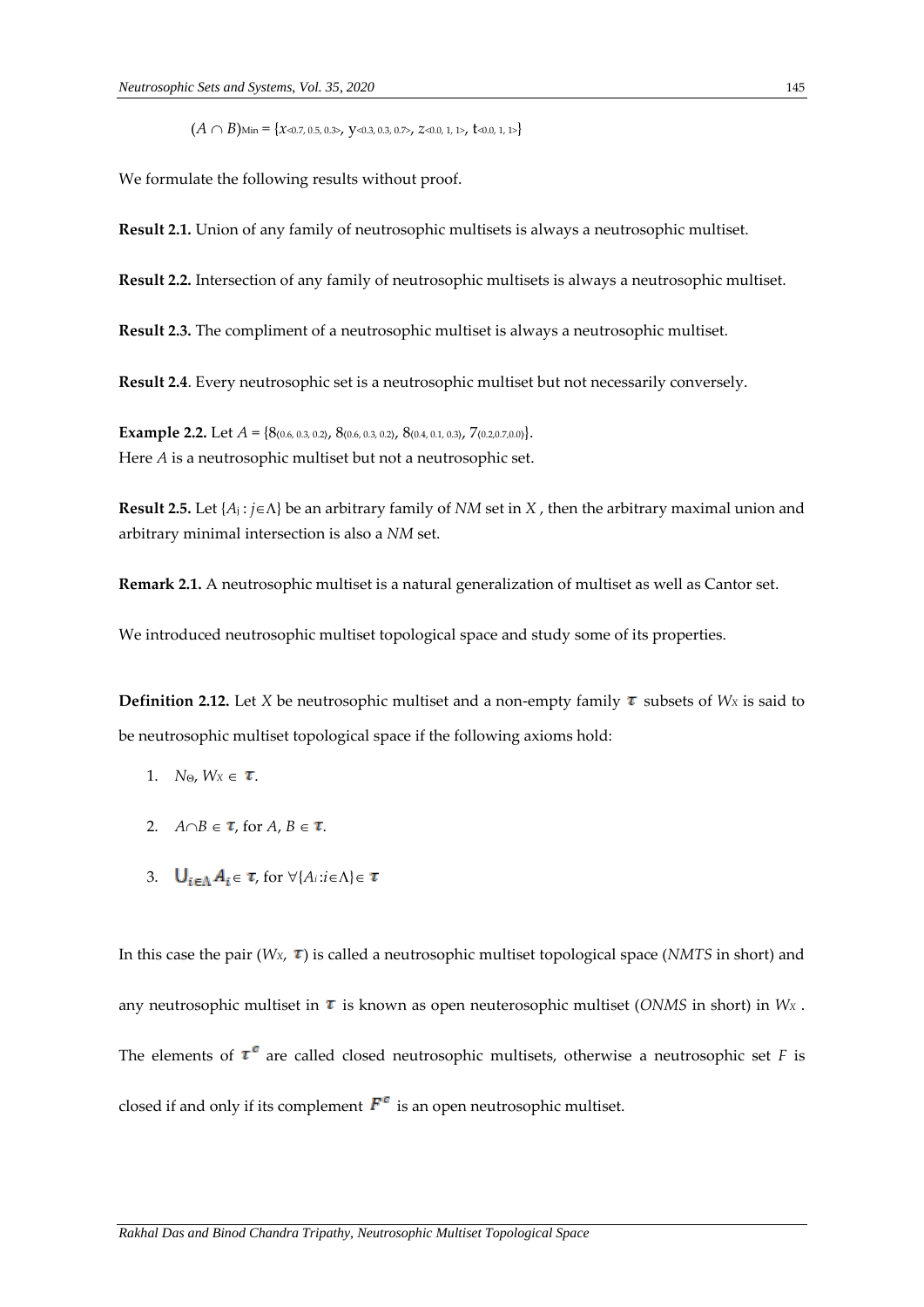$(A \cap B)_{\text{Min}} = \{x_{<0.7, 0.5, 0.3>}, y_{<0.3, 0.3, 0.7>}, z_{<0.0, 1, 1>}, t_{<0.0, 1, 1>}\}$

We formulate the following results without proof.

**Result 2.1.** Union of any family of neutrosophic multisets is always a neutrosophic multiset.

**Result 2.2.** Intersection of any family of neutrosophic multisets is always a neutrosophic multiset.

**Result 2.3.** The compliment of a neutrosophic multiset is always a neutrosophic multiset.

**Result 2.4**. Every neutrosophic set is a neutrosophic multiset but not necessarily conversely.

**Example 2.2.** Let $A = \{8_{(0.6, 0.3, 0.2)}, 8_{(0.6, 0.3, 0.2)}, 8_{(0.4, 0.1, 0.3)}, 7_{(0.2, 0.7, 0.0)}\}$.
Here $A$ is a neutrosophic multiset but not a neutrosophic set.

**Result 2.5.** Let $\{A_j : j \in \Lambda\}$ be an arbitrary family of *NM* set in $X$ , then the arbitrary maximal union and arbitrary minimal intersection is also a *NM* set.

**Remark 2.1.** A neutrosophic multiset is a natural generalization of multiset as well as Cantor set.

We introduced neutrosophic multiset topological space and study some of its properties.

**Definition 2.12.** Let $X$ be neutrosophic multiset and a non-empty family $\tau$ subsets of $W_X$ is said to be neutrosophic multiset topological space if the following axioms hold:

1. $N_\Theta, W_X \in \tau$.
2. $A \cap B \in \tau$, for $A, B \in \tau$.
3. $\bigcup_{i \in \Lambda} A_i \in \tau$, for $\forall \{A_i : i \in \Lambda\} \in \tau$

In this case the pair $(W_X, \tau)$ is called a neutrosophic multiset topological space (*NMTS* in short) and any neutrosophic multiset in $\tau$ is known as open neuterosophic multiset (*ONMS* in short) in $W_X$ . The elements of $\tau^c$ are called closed neutrosophic multisets, otherwise a neutrosophic set $F$ is closed if and only if its complement $F^c$ is an open neutrosophic multiset.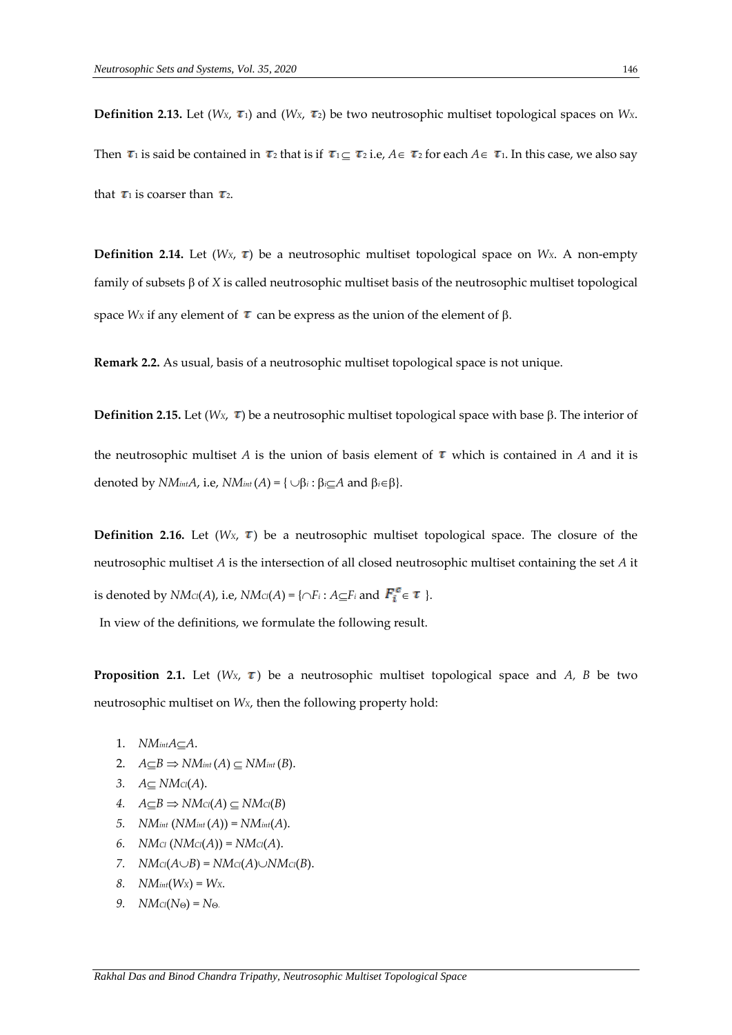**Definition 2.13.** Let ($W_X$, $\tau_1$) and ($W_X$, $\tau_2$) be two neutrosophic multiset topological spaces on $W_X$. Then $\tau_1$ is said be contained in $\tau_2$ that is if $\tau_1 \subseteq \tau_2$ i.e, $A \in \tau_2$ for each $A \in \tau_1$. In this case, we also say that $\tau_1$ is coarser than $\tau_2$.

**Definition 2.14.** Let ($W_X$, $\tau$) be a neutrosophic multiset topological space on $W_X$. A non-empty family of subsets β of $X$ is called neutrosophic multiset basis of the neutrosophic multiset topological space $W_X$ if any element of $\tau$ can be express as the union of the element of β.

**Remark 2.2.** As usual, basis of a neutrosophic multiset topological space is not unique.

**Definition 2.15.** Let ($W_X$, $\tau$) be a neutrosophic multiset topological space with base β. The interior of the neutrosophic multiset $A$ is the union of basis element of $\tau$ which is contained in $A$ and it is denoted by $NM_{int}A$, i.e, $NM_{int}(A) = \{ \cup\beta_i : \beta_i \subseteq A \text{ and } \beta_i \in \beta\}$.

**Definition 2.16.** Let ($W_X$, $\tau$) be a neutrosophic multiset topological space. The closure of the neutrosophic multiset $A$ is the intersection of all closed neutrosophic multiset containing the set $A$ it is denoted by $NM_{Cl}(A)$, i.e, $NM_{Cl}(A) = \{\cap F_i : A \subseteq F_i \text{ and } F_i^c \in \tau \}$.

In view of the definitions, we formulate the following result.

**Proposition 2.1.** Let ($W_X$, $\tau$) be a neutrosophic multiset topological space and $A$, $B$ be two neutrosophic multiset on $W_X$, then the following property hold:

1. $NM_{int}A \subseteq A$.
2. $A \subseteq B \Rightarrow NM_{int}(A) \subseteq NM_{int}(B)$.
3. $A \subseteq NM_{Cl}(A)$.
4. $A \subseteq B \Rightarrow NM_{Cl}(A) \subseteq NM_{Cl}(B)$
5. $NM_{int}(NM_{int}(A)) = NM_{int}(A)$.
6. $NM_{Cl}(NM_{Cl}(A)) = NM_{Cl}(A)$.
7. $NM_{Cl}(A \cup B) = NM_{Cl}(A) \cup NM_{Cl}(B)$.
8. $NM_{int}(W_X) = W_X$.
9. $NM_{Cl}(N_\Theta) = N_\Theta$.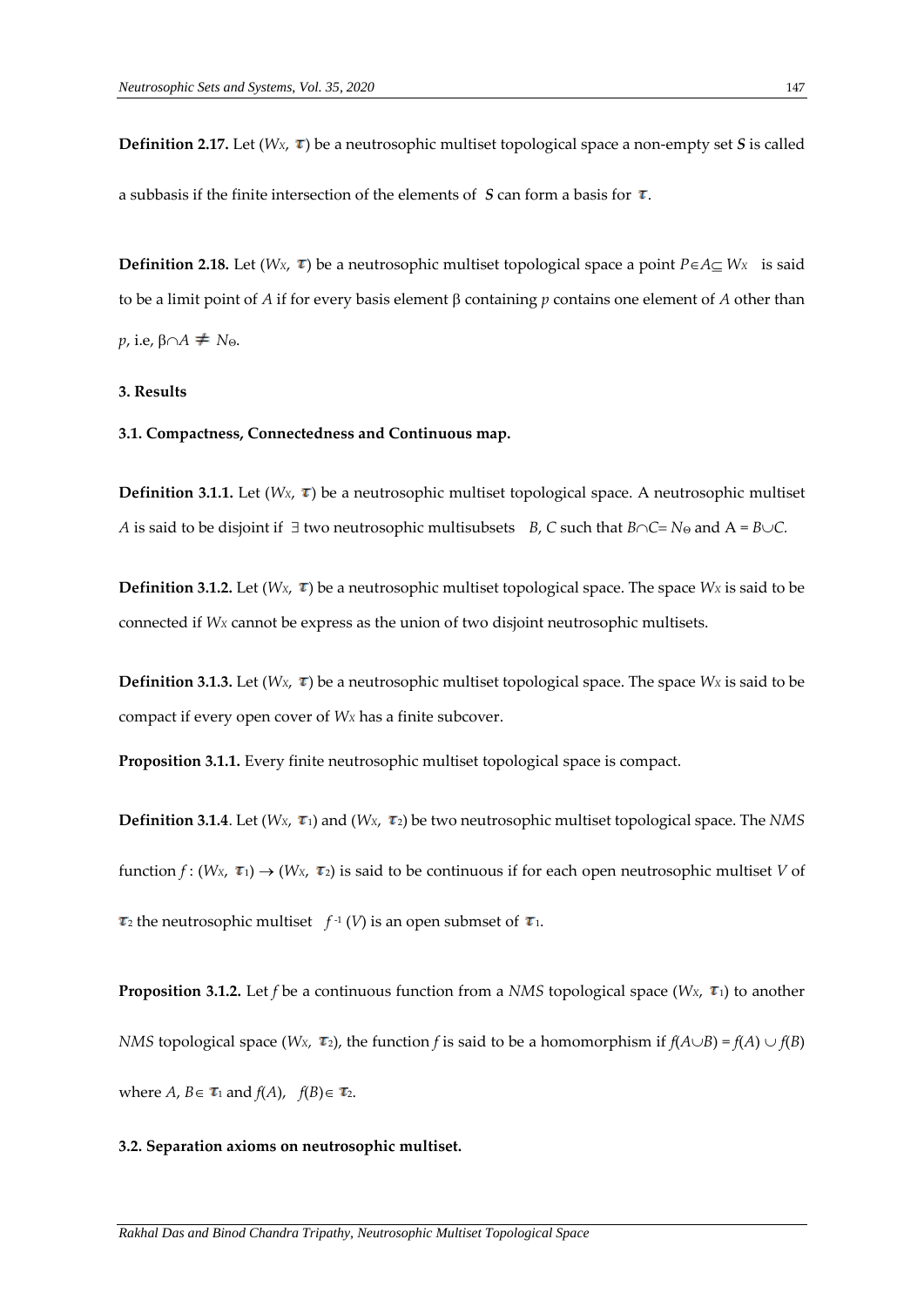**Definition 2.17.** Let ($W_X$, $\tau$) be a neutrosophic multiset topological space a non-empty set $S$ is called a subbasis if the finite intersection of the elements of $S$ can form a basis for $\tau$.

**Definition 2.18.** Let ($W_X$, $\tau$) be a neutrosophic multiset topological space a point $P \in A \subseteq W_X$ is said to be a limit point of $A$ if for every basis element β containing $p$ contains one element of $A$ other than $p$, i.e, $\beta \cap A \neq N_\Theta$.

## 3. Results

### 3.1. Compactness, Connectedness and Continuous map.

**Definition 3.1.1.** Let ($W_X$, $\tau$) be a neutrosophic multiset topological space. A neutrosophic multiset $A$ is said to be disjoint if $\exists$ two neutrosophic multisubsets $B$, $C$ such that $B \cap C = N_\Theta$ and $A = B \cup C$.

**Definition 3.1.2.** Let ($W_X$, $\tau$) be a neutrosophic multiset topological space. The space $W_X$ is said to be connected if $W_X$ cannot be express as the union of two disjoint neutrosophic multisets.

**Definition 3.1.3.** Let ($W_X$, $\tau$) be a neutrosophic multiset topological space. The space $W_X$ is said to be compact if every open cover of $W_X$ has a finite subcover.

**Proposition 3.1.1.** Every finite neutrosophic multiset topological space is compact.

**Definition 3.1.4**. Let ($W_X$, $\tau_1$) and ($W_X$, $\tau_2$) be two neutrosophic multiset topological space. The *NMS* function $f$ : ($W_X$, $\tau_1$) $\rightarrow$ ($W_X$, $\tau_2$) is said to be continuous if for each open neutrosophic multiset $V$ of $\tau_2$ the neutrosophic multiset $f^{-1}(V)$ is an open submset of $\tau_1$.

**Proposition 3.1.2.** Let $f$ be a continuous function from a *NMS* topological space ($W_X$, $\tau_1$) to another *NMS* topological space ($W_X$, $\tau_2$), the function $f$ is said to be a homomorphism if $f(A \cup B) = f(A) \cup f(B)$ where $A, B \in \tau_1$ and $f(A)$, $f(B) \in \tau_2$.

### 3.2. Separation axioms on neutrosophic multiset.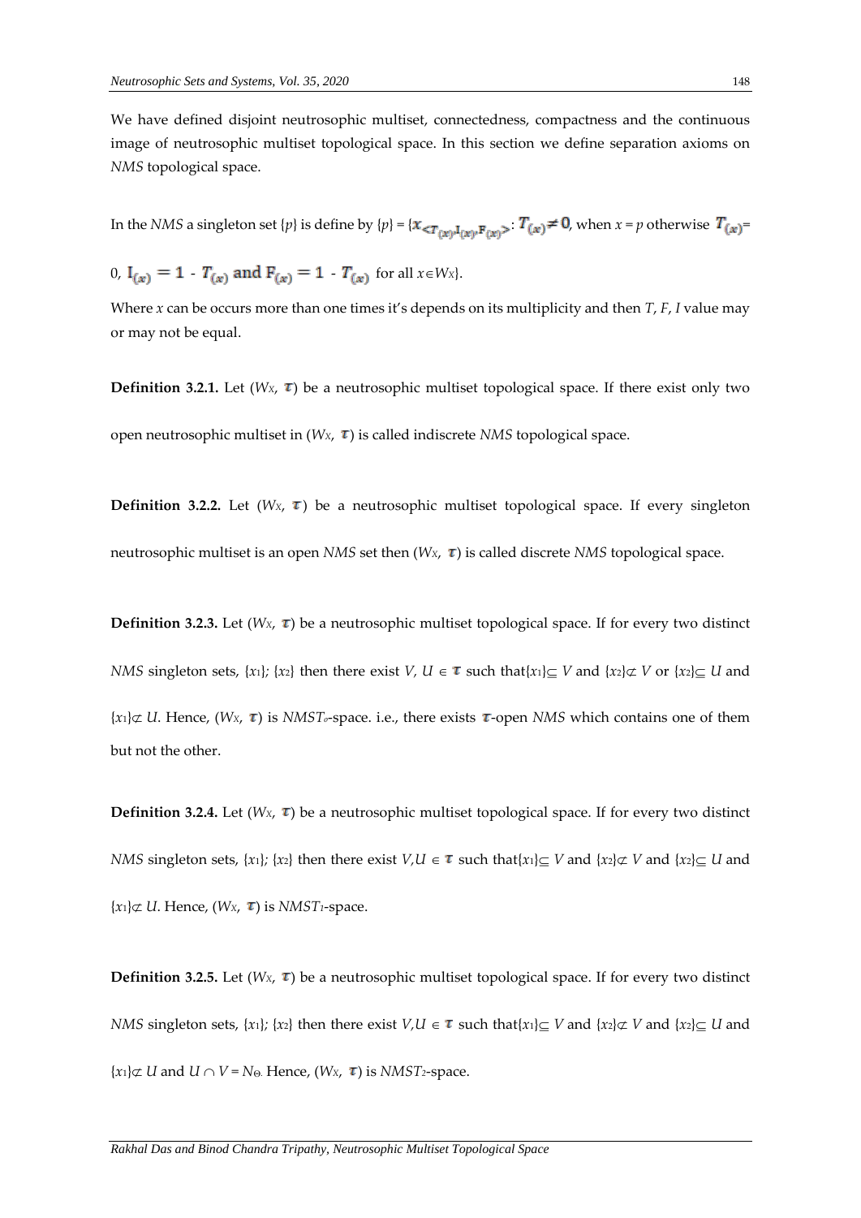We have defined disjoint neutrosophic multiset, connectedness, compactness and the continuous image of neutrosophic multiset topological space. In this section we define separation axioms on *NMS* topological space.

In the *NMS* a singleton set $\{p\}$ is define by $\{p\} = \{x_{<T_{(x)}, I_{(x)}, F_{(x)}>} : T_{(x)} \neq 0$, when $x = p$ otherwise $T_{(x)} = 0$, $I_{(x)} = 1 - T_{(x)}$ and $F_{(x)} = 1 - T_{(x)}$ for all $x \in W_X\}$.

Where $x$ can be occurs more than one times it's depends on its multiplicity and then $T$, $F$, $I$ value may or may not be equal.

**Definition 3.2.1.** Let $(W_X, \tau)$ be a neutrosophic multiset topological space. If there exist only two open neutrosophic multiset in $(W_X, \tau)$ is called indiscrete *NMS* topological space.

**Definition 3.2.2.** Let $(W_X, \tau)$ be a neutrosophic multiset topological space. If every singleton neutrosophic multiset is an open *NMS* set then $(W_X, \tau)$ is called discrete *NMS* topological space.

**Definition 3.2.3.** Let $(W_X, \tau)$ be a neutrosophic multiset topological space. If for every two distinct *NMS* singleton sets, $\{x_1\}$; $\{x_2\}$ then there exist $V, U \in \tau$ such that $\{x_1\} \subseteq V$ and $\{x_2\} \not\subset V$ or $\{x_2\} \subseteq U$ and $\{x_1\} \not\subset U$. Hence, $(W_X, \tau)$ is $NMST_o$-space. i.e., there exists $\tau$-open *NMS* which contains one of them but not the other.

**Definition 3.2.4.** Let $(W_X, \tau)$ be a neutrosophic multiset topological space. If for every two distinct *NMS* singleton sets, $\{x_1\}$; $\{x_2\}$ then there exist $V, U \in \tau$ such that $\{x_1\} \subseteq V$ and $\{x_2\} \not\subset V$ and $\{x_2\} \subseteq U$ and $\{x_1\} \not\subset U$. Hence, $(W_X, \tau)$ is $NMST_1$-space.

**Definition 3.2.5.** Let $(W_X, \tau)$ be a neutrosophic multiset topological space. If for every two distinct *NMS* singleton sets, $\{x_1\}$; $\{x_2\}$ then there exist $V, U \in \tau$ such that $\{x_1\} \subseteq V$ and $\{x_2\} \not\subset V$ and $\{x_2\} \subseteq U$ and $\{x_1\} \not\subset U$ and $U \cap V = N_\Theta$. Hence, $(W_X, \tau)$ is $NMST_2$-space.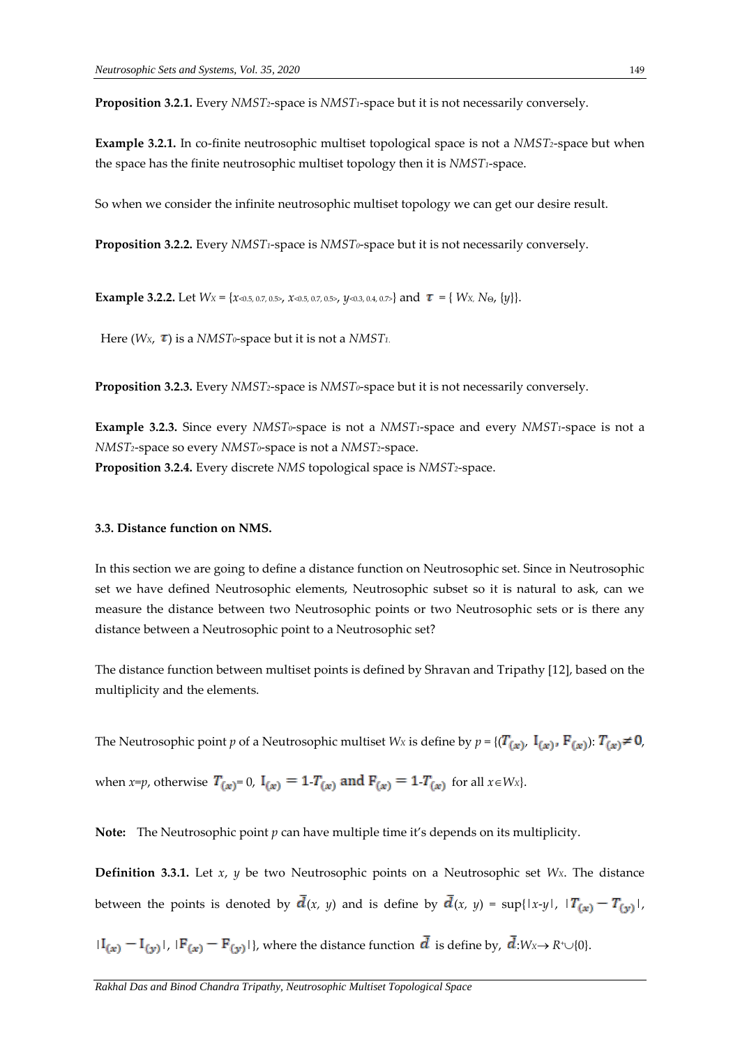**Proposition 3.2.1.** Every $NMST_2$-space is $NMST_1$-space but it is not necessarily conversely.

**Example 3.2.1.** In co-finite neutrosophic multiset topological space is not a $NMST_2$-space but when the space has the finite neutrosophic multiset topology then it is $NMST_1$-space.

So when we consider the infinite neutrosophic multiset topology we can get our desire result.

**Proposition 3.2.2.** Every $NMST_1$-space is $NMST_0$-space but it is not necessarily conversely.

**Example 3.2.2.** Let $W_X = \{x_{<0.5, 0.7, 0.5>}, x_{<0.5, 0.7, 0.5>}, y_{<0.3, 0.4, 0.7>}\}$ and $\tau = \{ W_X, N_\Theta, \{y\}\}$.

Here $(W_X, \tau)$ is a $NMST_0$-space but it is not a $NMST_1$.

**Proposition 3.2.3.** Every $NMST_2$-space is $NMST_0$-space but it is not necessarily conversely.

**Example 3.2.3.** Since every $NMST_0$-space is not a $NMST_1$-space and every $NMST_1$-space is not a $NMST_2$-space so every $NMST_0$-space is not a $NMST_2$-space.

**Proposition 3.2.4.** Every discrete *NMS* topological space is $NMST_2$-space.

### 3.3. Distance function on NMS.

In this section we are going to define a distance function on Neutrosophic set. Since in Neutrosophic set we have defined Neutrosophic elements, Neutrosophic subset so it is natural to ask, can we measure the distance between two Neutrosophic points or two Neutrosophic sets or is there any distance between a Neutrosophic point to a Neutrosophic set?

The distance function between multiset points is defined by Shravan and Tripathy [12], based on the multiplicity and the elements.

The Neutrosophic point $p$ of a Neutrosophic multiset $W_X$ is define by $p = \{(T_{(x)}, I_{(x)}, F_{(x)}): T_{(x)} \neq 0,$ when $x=p$, otherwise $T_{(x)} = 0,\ I_{(x)} = 1\text{-}T_{(x)}$ and $F_{(x)} = 1\text{-}T_{(x)}$ for all $x \in W_X\}$.

**Note:** The Neutrosophic point $p$ can have multiple time it's depends on its multiplicity.

**Definition 3.3.1.** Let $x$, $y$ be two Neutrosophic points on a Neutrosophic set $W_X$. The distance between the points is denoted by $\bar{d}(x, y)$ and is define by $\bar{d}(x, y) = \sup\{|x\text{-}y|, |T_{(x)} - T_{(y)}|, |I_{(x)} - I_{(y)}|, |F_{(x)} - F_{(y)}|\}$, where the distance function $\bar{d}$ is define by, $\bar{d}: W_X \rightarrow R^+ \cup \{0\}$.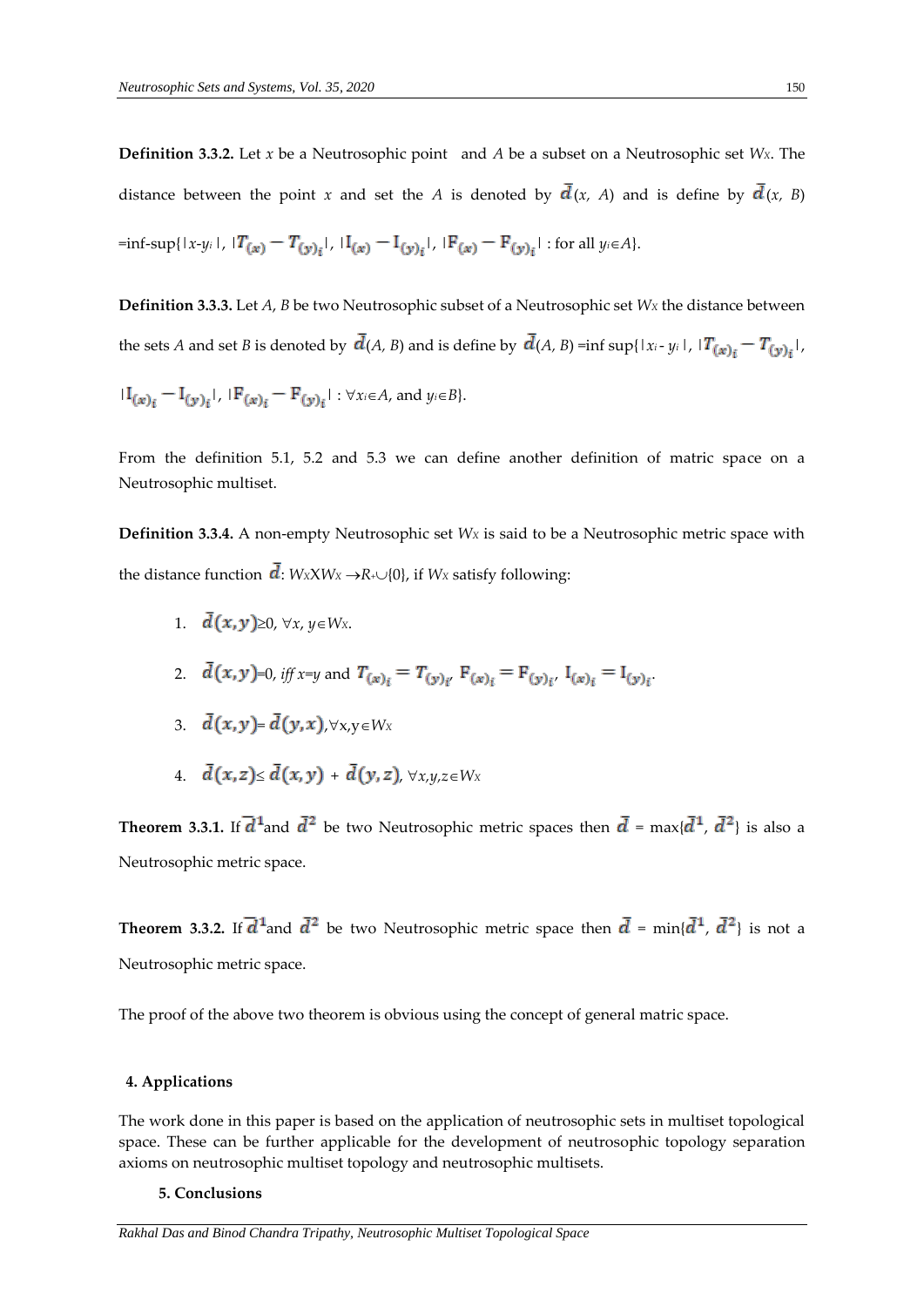**Definition 3.3.2.** Let $x$ be a Neutrosophic point and $A$ be a subset on a Neutrosophic set $W_X$. The distance between the point $x$ and set the $A$ is denoted by $\bar{d}(x, A)$ and is define by $\bar{d}(x, B)$ =inf-sup{$|x-y_i|$, $|T_{(x)} - T_{(y)_i}|$, $|I_{(x)} - I_{(y)_i}|$, $|F_{(x)} - F_{(y)_i}|$ : for all $y_i \in A$}.

**Definition 3.3.3.** Let $A$, $B$ be two Neutrosophic subset of a Neutrosophic set $W_X$ the distance between the sets $A$ and set $B$ is denoted by $\bar{d}(A, B)$ and is define by $\bar{d}(A, B)$ =inf sup{$|x_i - y_i|$, $|T_{(x)_i} - T_{(y)_i}|$, $|I_{(x)_i} - I_{(y)_i}|$, $|F_{(x)_i} - F_{(y)_i}|$ : $\forall x_i \in A$, and $y_i \in B$}.

From the definition 5.1, 5.2 and 5.3 we can define another definition of matric space on a Neutrosophic multiset.

**Definition 3.3.4.** A non-empty Neutrosophic set $W_X$ is said to be a Neutrosophic metric space with the distance function $\bar{d}$: $W_X X W_X \rightarrow R_+ \cup \{0\}$, if $W_X$ satisfy following:

1. $\bar{d}(x,y) \geq 0$, $\forall x, y \in W_X$.
2. $\bar{d}(x,y)=0$, *iff* $x=y$ and $T_{(x)_i} = T_{(y)_i}$, $F_{(x)_i} = F_{(y)_i}$, $I_{(x)_i} = I_{(y)_i}$.
3. $\bar{d}(x,y) = \bar{d}(y,x)$, $\forall x, y \in W_X$
4. $\bar{d}(x,z) \leq \bar{d}(x,y) + \bar{d}(y,z)$, $\forall x, y, z \in W_X$

**Theorem 3.3.1.** If $\bar{d}^1$ and $\bar{d}^2$ be two Neutrosophic metric spaces then $\bar{d}$ = max{$\bar{d}^1$, $\bar{d}^2$} is also a Neutrosophic metric space.

**Theorem 3.3.2.** If $\bar{d}^1$ and $\bar{d}^2$ be two Neutrosophic metric space then $\bar{d}$ = min{$\bar{d}^1$, $\bar{d}^2$} is not a Neutrosophic metric space.

The proof of the above two theorem is obvious using the concept of general matric space.

## 4. Applications

The work done in this paper is based on the application of neutrosophic sets in multiset topological space. These can be further applicable for the development of neutrosophic topology separation axioms on neutrosophic multiset topology and neutrosophic multisets.

## 5. Conclusions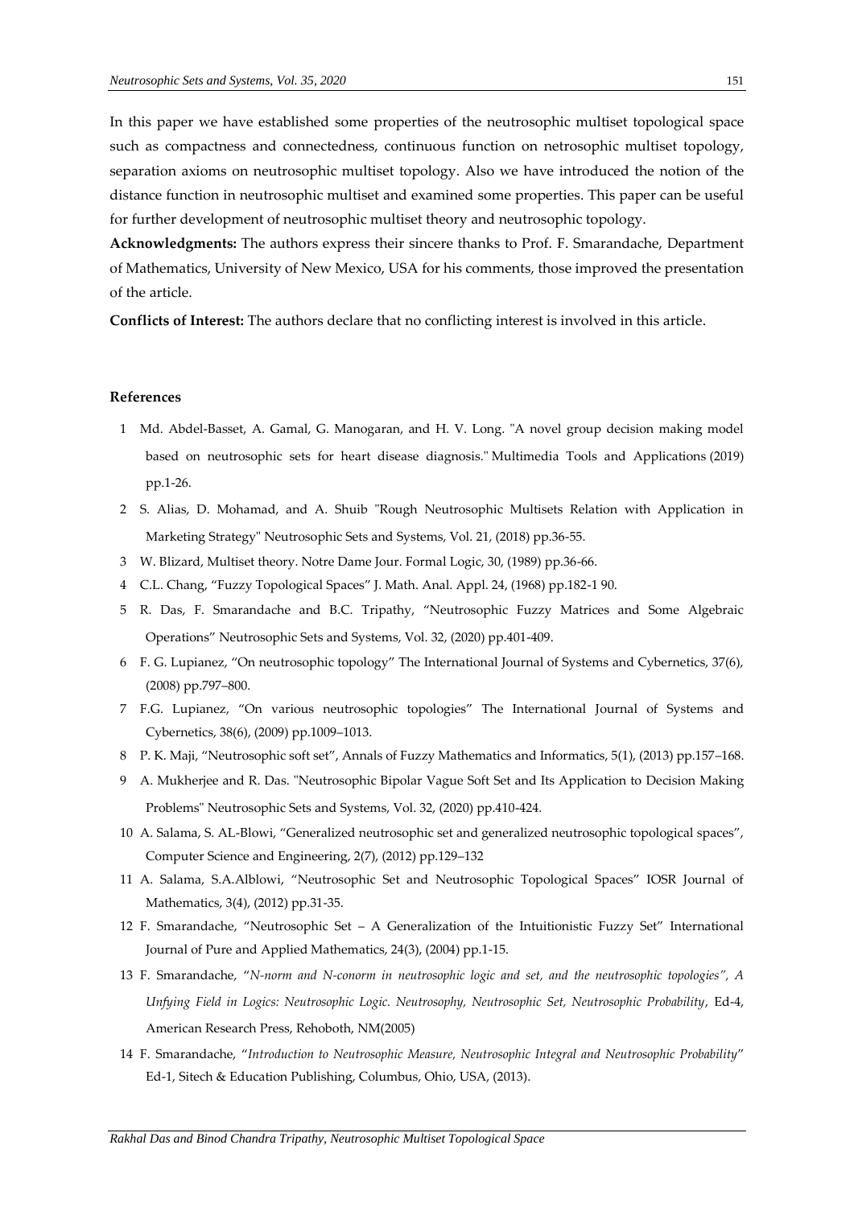In this paper we have established some properties of the neutrosophic multiset topological space such as compactness and connectedness, continuous function on netrosophic multiset topology, separation axioms on neutrosophic multiset topology. Also we have introduced the notion of the distance function in neutrosophic multiset and examined some properties. This paper can be useful for further development of neutrosophic multiset theory and neutrosophic topology.

**Acknowledgments:** The authors express their sincere thanks to Prof. F. Smarandache, Department of Mathematics, University of New Mexico, USA for his comments, those improved the presentation of the article.

**Conflicts of Interest:** The authors declare that no conflicting interest is involved in this article.

#### References

1. Md. Abdel-Basset, A. Gamal, G. Manogaran, and H. V. Long. "A novel group decision making model based on neutrosophic sets for heart disease diagnosis." Multimedia Tools and Applications (2019) pp.1-26.
2. S. Alias, D. Mohamad, and A. Shuib "Rough Neutrosophic Multisets Relation with Application in Marketing Strategy" Neutrosophic Sets and Systems, Vol. 21, (2018) pp.36-55.
3. W. Blizard, Multiset theory. Notre Dame Jour. Formal Logic, 30, (1989) pp.36-66.
4. C.L. Chang, "Fuzzy Topological Spaces" J. Math. Anal. Appl. 24, (1968) pp.182-1 90.
5. R. Das, F. Smarandache and B.C. Tripathy, "Neutrosophic Fuzzy Matrices and Some Algebraic Operations" Neutrosophic Sets and Systems, Vol. 32, (2020) pp.401-409.
6. F. G. Lupianez, "On neutrosophic topology" The International Journal of Systems and Cybernetics, 37(6), (2008) pp.797–800.
7. F.G. Lupianez, "On various neutrosophic topologies" The International Journal of Systems and Cybernetics, 38(6), (2009) pp.1009–1013.
8. P. K. Maji, "Neutrosophic soft set", Annals of Fuzzy Mathematics and Informatics, 5(1), (2013) pp.157–168.
9. A. Mukherjee and R. Das. "Neutrosophic Bipolar Vague Soft Set and Its Application to Decision Making Problems" Neutrosophic Sets and Systems, Vol. 32, (2020) pp.410-424.
10. A. Salama, S. AL-Blowi, "Generalized neutrosophic set and generalized neutrosophic topological spaces", Computer Science and Engineering, 2(7), (2012) pp.129–132
11. A. Salama, S.A.Alblowi, "Neutrosophic Set and Neutrosophic Topological Spaces" IOSR Journal of Mathematics, 3(4), (2012) pp.31-35.
12. F. Smarandache, "Neutrosophic Set – A Generalization of the Intuitionistic Fuzzy Set" International Journal of Pure and Applied Mathematics, 24(3), (2004) pp.1-15.
13. F. Smarandache, "*N-norm and N-conorm in neutrosophic logic and set, and the neutrosophic topologies", A Unfying Field in Logics: Neutrosophic Logic. Neutrosophy, Neutrosophic Set, Neutrosophic Probability*, Ed-4, American Research Press, Rehoboth, NM(2005)
14. F. Smarandache, "*Introduction to Neutrosophic Measure, Neutrosophic Integral and Neutrosophic Probability*" Ed-1, Sitech & Education Publishing, Columbus, Ohio, USA, (2013).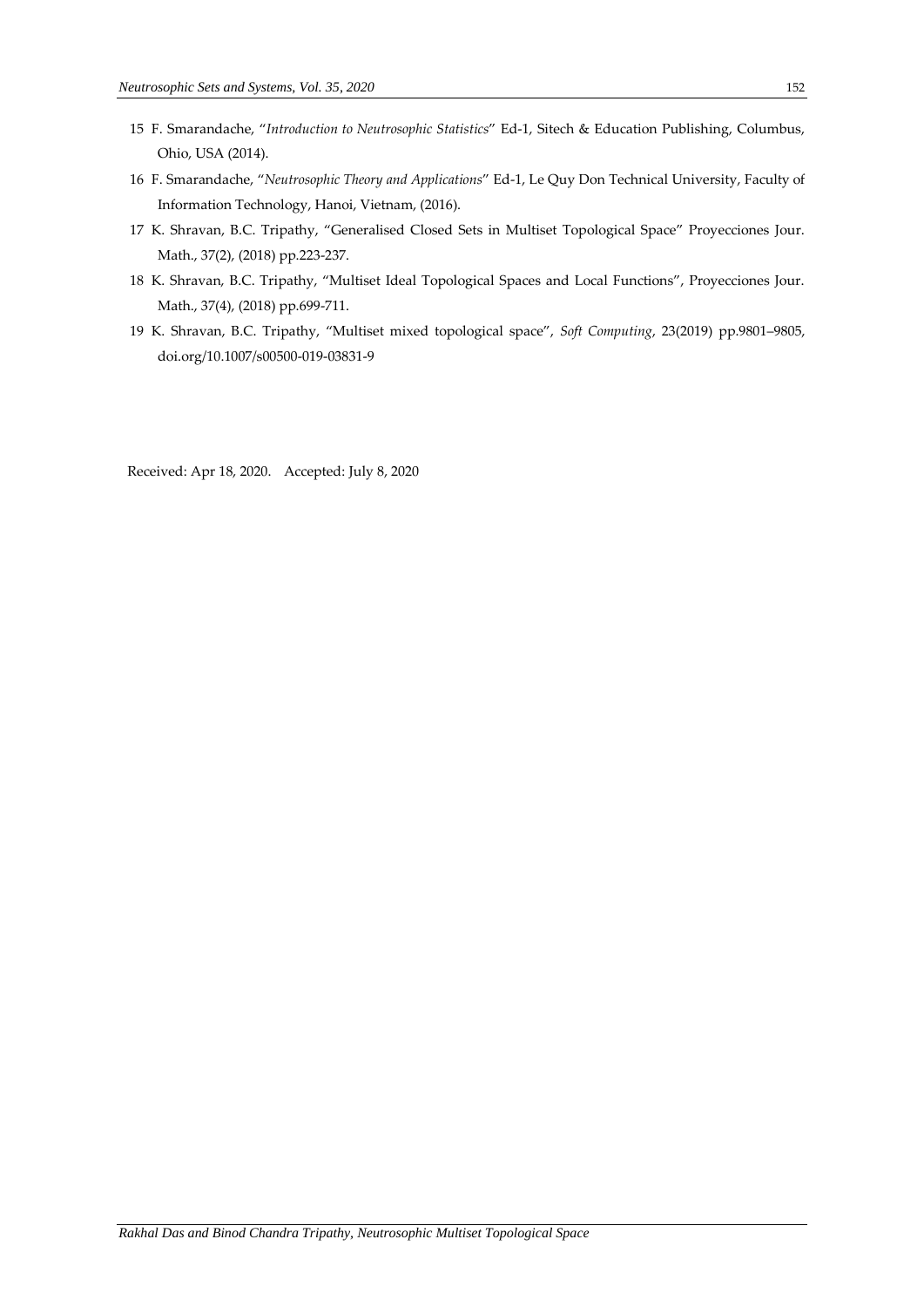15 F. Smarandache, "*Introduction to Neutrosophic Statistics*" Ed-1, Sitech & Education Publishing, Columbus, Ohio, USA (2014).

16 F. Smarandache, "*Neutrosophic Theory and Applications*" Ed-1, Le Quy Don Technical University, Faculty of Information Technology, Hanoi, Vietnam, (2016).

17 K. Shravan, B.C. Tripathy, "Generalised Closed Sets in Multiset Topological Space" Proyecciones Jour. Math., 37(2), (2018) pp.223-237.

18 K. Shravan, B.C. Tripathy, "Multiset Ideal Topological Spaces and Local Functions", Proyecciones Jour. Math., 37(4), (2018) pp.699-711.

19 K. Shravan, B.C. Tripathy, "Multiset mixed topological space", *Soft Computing*, 23(2019) pp.9801–9805, doi.org/10.1007/s00500-019-03831-9

Received: Apr 18, 2020. Accepted: July 8, 2020